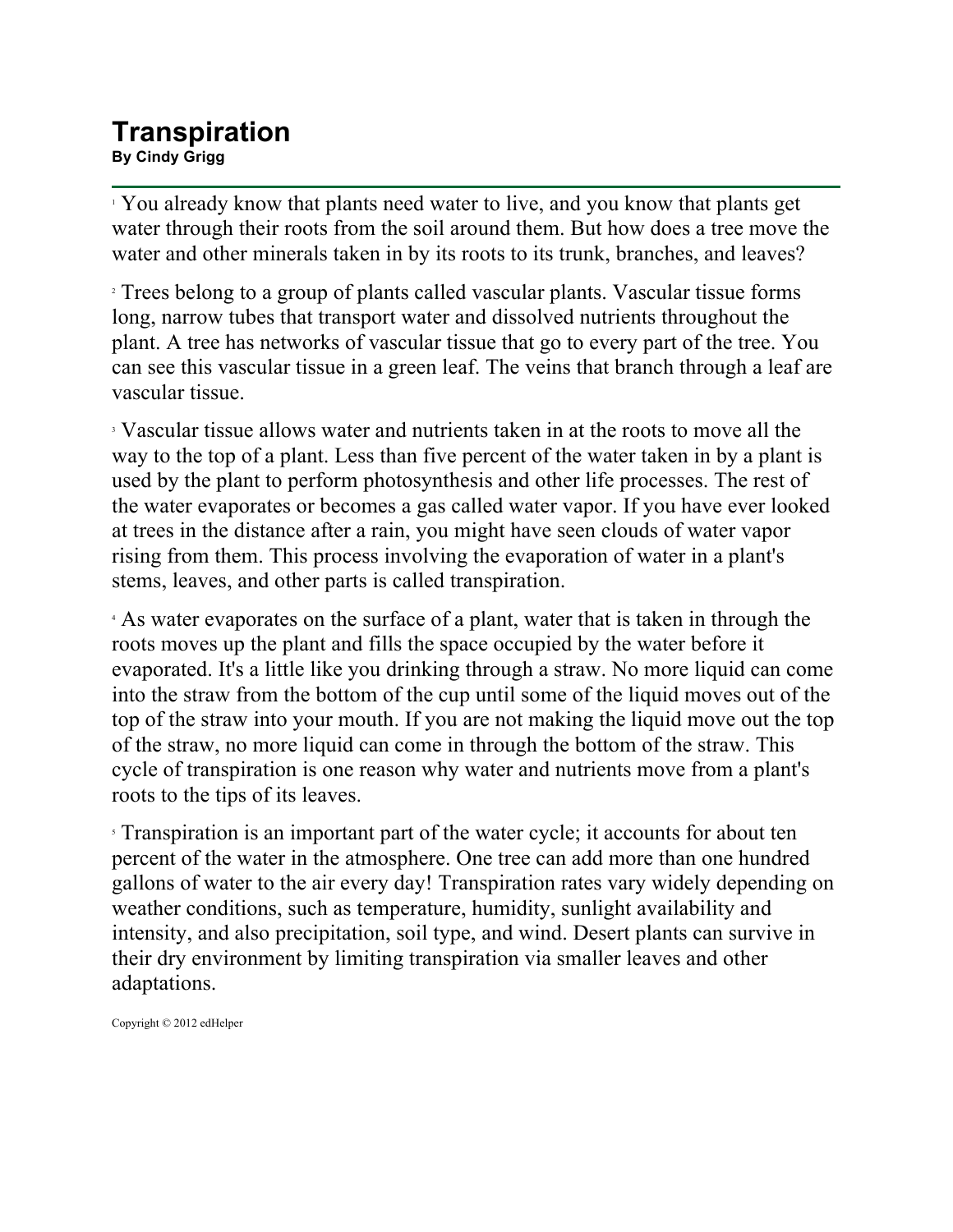# Transpiration

**By Cindy Grigg**

[1] You already know that plants need water to live, and you know that plants get water through their roots from the soil around them. But how does a tree move the water and other minerals taken in by its roots to its trunk, branches, and leaves?

[2] Trees belong to a group of plants called vascular plants. Vascular tissue forms long, narrow tubes that transport water and dissolved nutrients throughout the plant. A tree has networks of vascular tissue that go to every part of the tree. You can see this vascular tissue in a green leaf. The veins that branch through a leaf are vascular tissue.

[3] Vascular tissue allows water and nutrients taken in at the roots to move all the way to the top of a plant. Less than five percent of the water taken in by a plant is used by the plant to perform photosynthesis and other life processes. The rest of the water evaporates or becomes a gas called water vapor. If you have ever looked at trees in the distance after a rain, you might have seen clouds of water vapor rising from them. This process involving the evaporation of water in a plant's stems, leaves, and other parts is called transpiration.

[4] As water evaporates on the surface of a plant, water that is taken in through the roots moves up the plant and fills the space occupied by the water before it evaporated. It's a little like you drinking through a straw. No more liquid can come into the straw from the bottom of the cup until some of the liquid moves out of the top of the straw into your mouth. If you are not making the liquid move out the top of the straw, no more liquid can come in through the bottom of the straw. This cycle of transpiration is one reason why water and nutrients move from a plant's roots to the tips of its leaves.

[5] Transpiration is an important part of the water cycle; it accounts for about ten percent of the water in the atmosphere. One tree can add more than one hundred gallons of water to the air every day! Transpiration rates vary widely depending on weather conditions, such as temperature, humidity, sunlight availability and intensity, and also precipitation, soil type, and wind. Desert plants can survive in their dry environment by limiting transpiration via smaller leaves and other adaptations.

Copyright © 2012 edHelper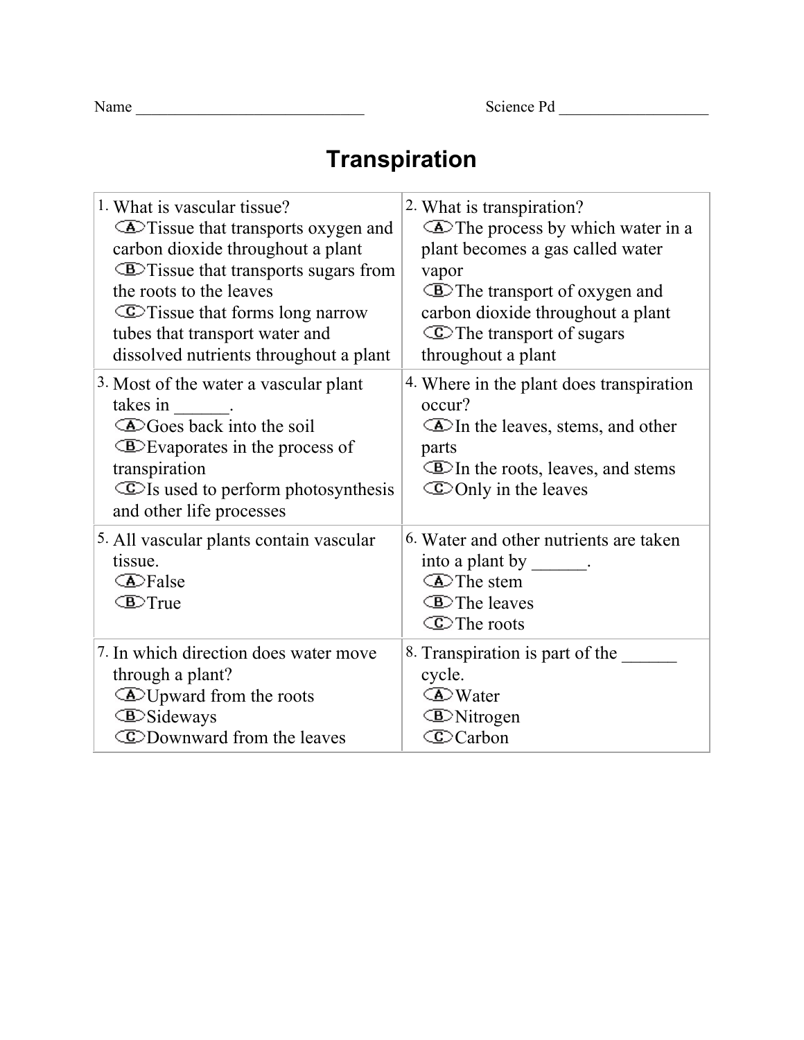Name ______________________________ Science Pd ___________________

# Transpiration

1. What is vascular tissue?
   - (A) Tissue that transports oxygen and carbon dioxide throughout a plant
   - (B) Tissue that transports sugars from the roots to the leaves
   - (C) Tissue that forms long narrow tubes that transport water and dissolved nutrients throughout a plant

2. What is transpiration?
   - (A) The process by which water in a plant becomes a gas called water vapor
   - (B) The transport of oxygen and carbon dioxide throughout a plant
   - (C) The transport of sugars throughout a plant

3. Most of the water a vascular plant takes in ______.
   - (A) Goes back into the soil
   - (B) Evaporates in the process of transpiration
   - (C) Is used to perform photosynthesis and other life processes

4. Where in the plant does transpiration occur?
   - (A) In the leaves, stems, and other parts
   - (B) In the roots, leaves, and stems
   - (C) Only in the leaves

5. All vascular plants contain vascular tissue.
   - (A) False
   - (B) True

6. Water and other nutrients are taken into a plant by ______.
   - (A) The stem
   - (B) The leaves
   - (C) The roots

7. In which direction does water move through a plant?
   - (A) Upward from the roots
   - (B) Sideways
   - (C) Downward from the leaves

8. Transpiration is part of the ______ cycle.
   - (A) Water
   - (B) Nitrogen
   - (C) Carbon